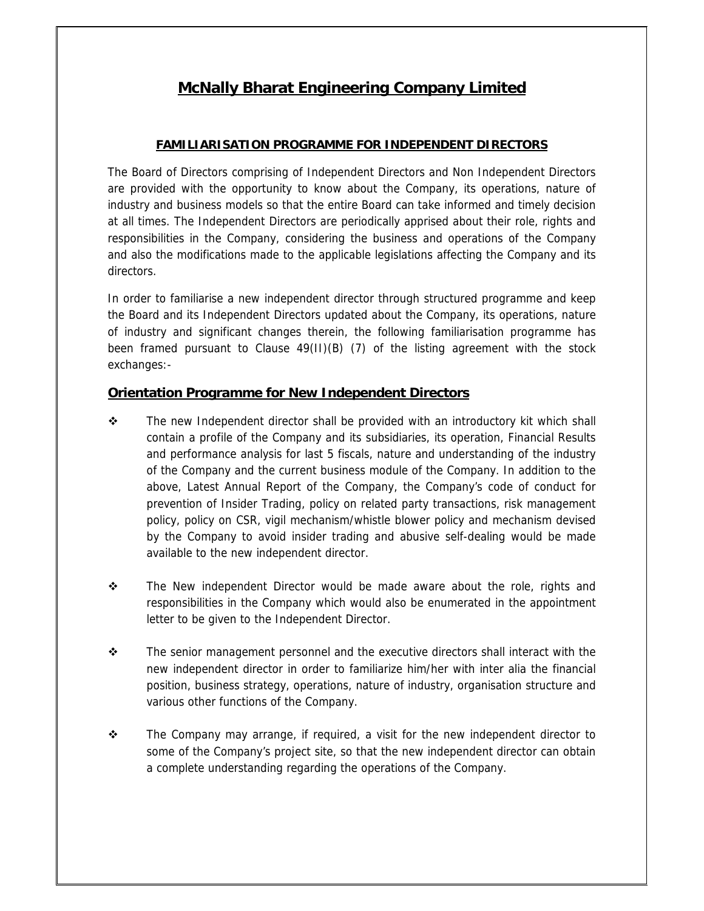# McNally Bharat Engineering Company Limited

## FAMILIARISATION PROGRAMME FOR INDEPENDENT DIRECTORS

The Board of Directors comprising of Independent Directors and Non Independent Directors are provided with the opportunity to know about the Company, its operations, nature of industry and business models so that the entire Board can take informed and timely decision at all times. The Independent Directors are periodically apprised about their role, rights and responsibilities in the Company, considering the business and operations of the Company and also the modifications made to the applicable legislations affecting the Company and its directors.

In order to familiarise a new independent director through structured programme and keep the Board and its Independent Directors updated about the Company, its operations, nature of industry and significant changes therein, the following familiarisation programme has been framed pursuant to Clause 49(II)(B) (7) of the listing agreement with the stock exchanges:-

### Orientation Programme for New Independent Directors

- The new Independent director shall be provided with an introductory kit which shall contain a profile of the Company and its subsidiaries, its operation, Financial Results and performance analysis for last 5 fiscals, nature and understanding of the industry of the Company and the current business module of the Company. In addition to the above, Latest Annual Report of the Company, the Company's code of conduct for prevention of Insider Trading, policy on related party transactions, risk management policy, policy on CSR, vigil mechanism/whistle blower policy and mechanism devised by the Company to avoid insider trading and abusive self-dealing would be made available to the new independent director.

- The New independent Director would be made aware about the role, rights and responsibilities in the Company which would also be enumerated in the appointment letter to be given to the Independent Director.

- The senior management personnel and the executive directors shall interact with the new independent director in order to familiarize him/her with inter alia the financial position, business strategy, operations, nature of industry, organisation structure and various other functions of the Company.

- The Company may arrange, if required, a visit for the new independent director to some of the Company's project site, so that the new independent director can obtain a complete understanding regarding the operations of the Company.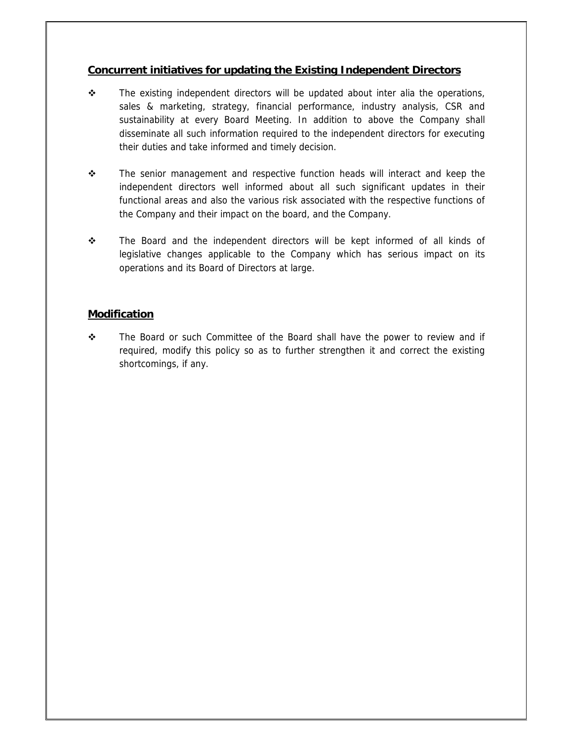## **Concurrent initiatives for updating the Existing Independent Directors**

- The existing independent directors will be updated about inter alia the operations, sales & marketing, strategy, financial performance, industry analysis, CSR and sustainability at every Board Meeting. In addition to above the Company shall disseminate all such information required to the independent directors for executing their duties and take informed and timely decision.

- The senior management and respective function heads will interact and keep the independent directors well informed about all such significant updates in their functional areas and also the various risk associated with the respective functions of the Company and their impact on the board, and the Company.

- The Board and the independent directors will be kept informed of all kinds of legislative changes applicable to the Company which has serious impact on its operations and its Board of Directors at large.

## **Modification**

- The Board or such Committee of the Board shall have the power to review and if required, modify this policy so as to further strengthen it and correct the existing shortcomings, if any.